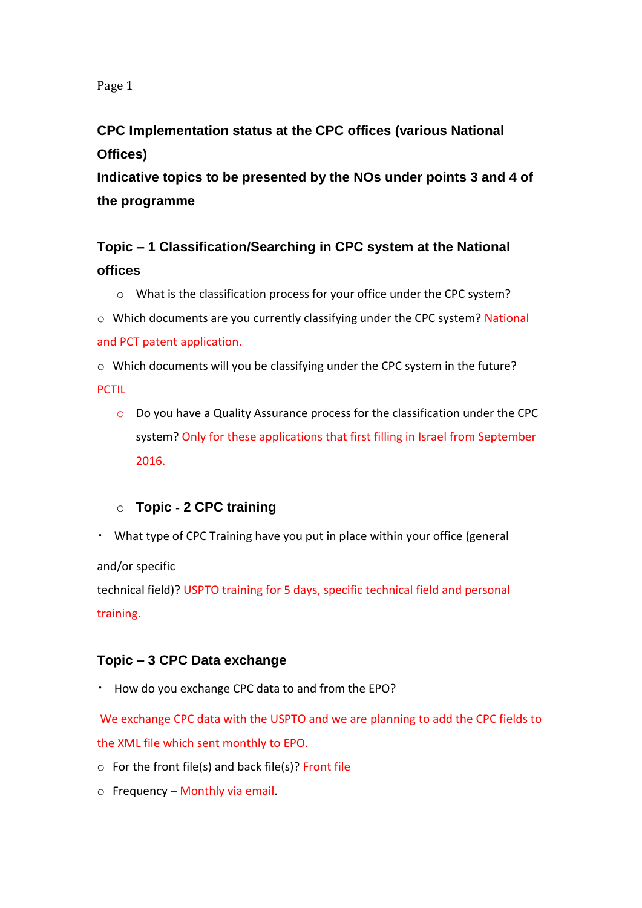**CPC Implementation status at the CPC offices (various National Offices)**

**Indicative topics to be presented by the NOs under points 3 and 4 of the programme**

## Topic – 1 Classification/Searching in CPC system at the National offices

- What is the classification process for your office under the CPC system?
- Which documents are you currently classifying under the CPC system? National and PCT patent application.
- Which documents will you be classifying under the CPC system in the future? PCTIL
- Do you have a Quality Assurance process for the classification under the CPC system? Only for these applications that first filling in Israel from September 2016.

## Topic - 2 CPC training

- What type of CPC Training have you put in place within your office (general and/or specific technical field)? USPTO training for 5 days, specific technical field and personal training.

## Topic – 3 CPC Data exchange

- How do you exchange CPC data to and from the EPO?

We exchange CPC data with the USPTO and we are planning to add the CPC fields to the XML file which sent monthly to EPO.

- For the front file(s) and back file(s)? Front file
- Frequency – Monthly via email.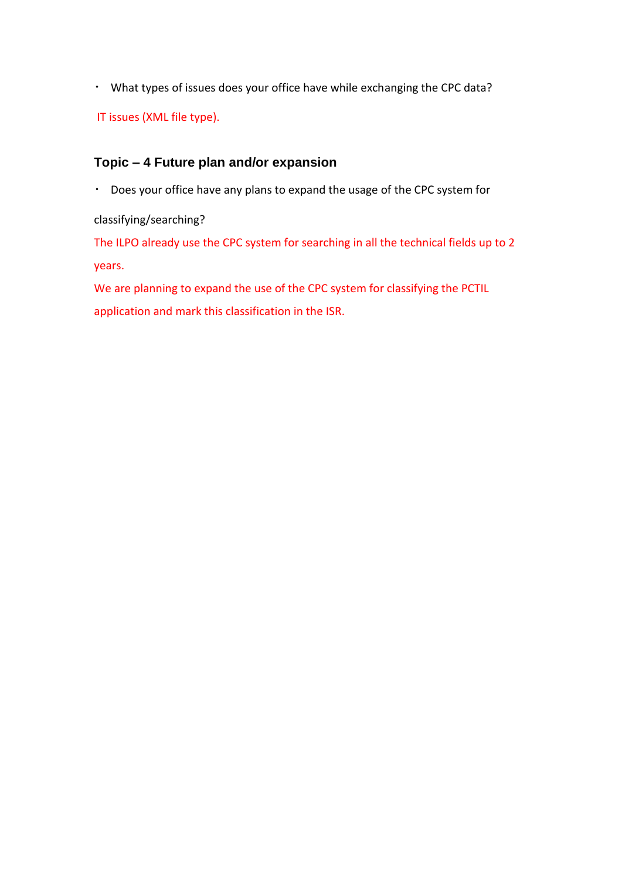- What types of issues does your office have while exchanging the CPC data?

IT issues (XML file type).

### Topic – 4 Future plan and/or expansion

- Does your office have any plans to expand the usage of the CPC system for classifying/searching?

The ILPO already use the CPC system for searching in all the technical fields up to 2 years.

We are planning to expand the use of the CPC system for classifying the PCTIL application and mark this classification in the ISR.